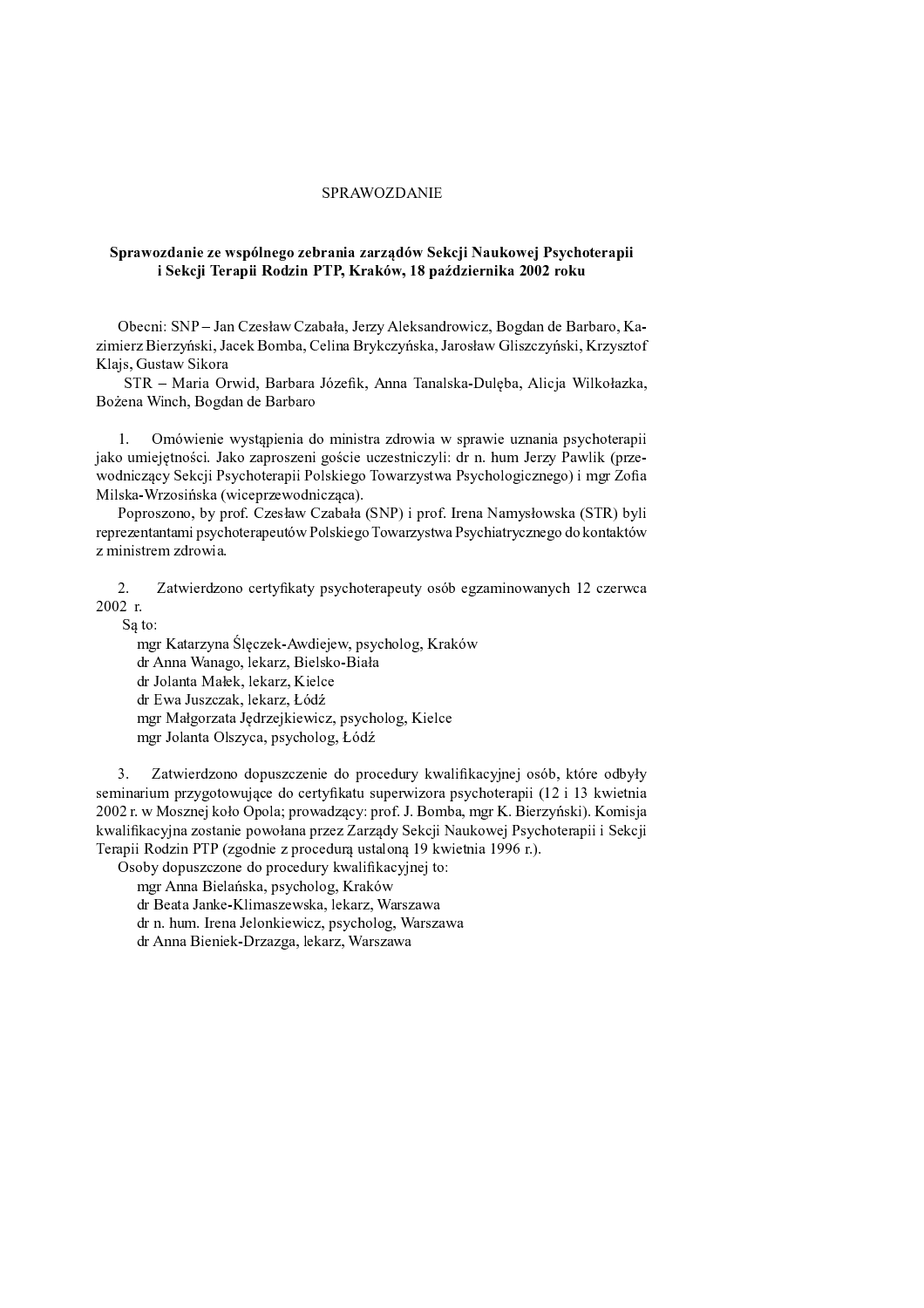# SPRAWOZDANIE

## Sprawozdanie ze wspólnego zebrania zarządów Sekcji Naukowej Psychoterapii i Sekcji Terapii Rodzin PTP, Kraków, 18 października 2002 roku

Obecni: SNP – Jan Czesław Czabała, Jerzy Aleksandrowicz, Bogdan de Barbaro, Kazimierz Bierzyński, Jacek Bomba, Celina Brykczyńska, Jarosław Gliszczyński, Krzysztof Klajs, Gustaw Sikora

STR – Maria Orwid, Barbara Józefik, Anna Tanalska-Dulęba, Alicja Wilkołazka, Bożena Winch, Bogdan de Barbaro

1. Omówienie wystąpienia do ministra zdrowia w sprawie uznania psychoterapii jako umiejętności. Jako zaproszeni goście uczestniczyli: dr n. hum Jerzy Pawlik (przewodniczący Sekcji Psychoterapii Polskiego Towarzystwa Psychologicznego) i mgr Zofia Milska-Wrzosińska (wiceprzewodnicząca).

   Poproszono, by prof. Czesław Czabała (SNP) i prof. Irena Namysłowska (STR) byli reprezentantami psychoterapeutów Polskiego Towarzystwa Psychiatrycznego do kontaktów z ministrem zdrowia.

2. Zatwierdzono certyfikaty psychoterapeuty osób egzaminowanych 12 czerwca 2002 r.

   Są to:
   - mgr Katarzyna Ślęczek-Awdiejew, psycholog, Kraków
   - dr Anna Wanago, lekarz, Bielsko-Biała
   - dr Jolanta Małek, lekarz, Kielce
   - dr Ewa Juszczak, lekarz, Łódź
   - mgr Małgorzata Jędrzejkiewicz, psycholog, Kielce
   - mgr Jolanta Olszyca, psycholog, Łódź

3. Zatwierdzono dopuszczenie do procedury kwalifikacyjnej osób, które odbyły seminarium przygotowujące do certyfikatu superwizora psychoterapii (12 i 13 kwietnia 2002 r. w Mosznej koło Opola; prowadzący: prof. J. Bomba, mgr K. Bierzyński). Komisja kwalifikacyjna zostanie powołana przez Zarządy Sekcji Naukowej Psychoterapii i Sekcji Terapii Rodzin PTP (zgodnie z procedurą ustaloną 19 kwietnia 1996 r.).

   Osoby dopuszczone do procedury kwalifikacyjnej to:
   - mgr Anna Bielańska, psycholog, Kraków
   - dr Beata Janke-Klimaszewska, lekarz, Warszawa
   - dr n. hum. Irena Jelonkiewicz, psycholog, Warszawa
   - dr Anna Bieniek-Drzazga, lekarz, Warszawa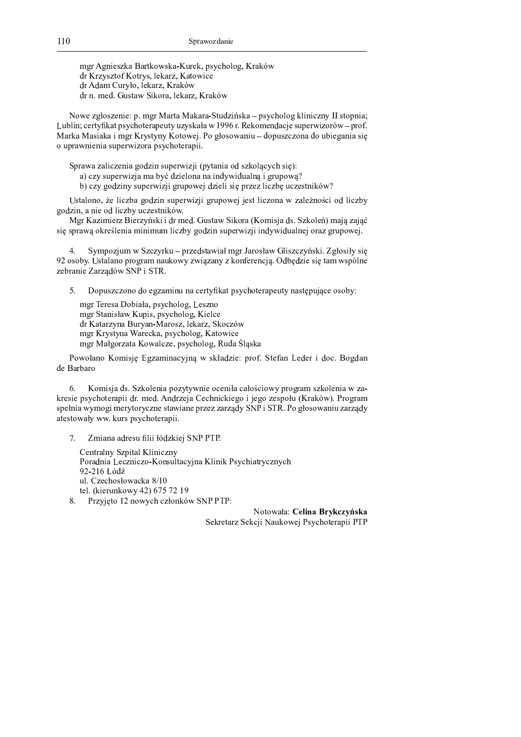mgr Agnieszka Bartkowska-Kurek, psycholog, Kraków
dr Krzysztof Kotrys, lekarz, Katowice
dr Adam Curyło, lekarz, Kraków
dr n. med. Gustaw Sikora, lekarz, Kraków

Nowe zgłoszenie: p. mgr Marta Makara-Studzińska – psycholog kliniczny II stopnia; Lublin; certyfikat psychoterapeuty uzyskała w 1996 r. Rekomendacje superwizorów – prof. Marka Masiaka i mgr Krystyny Kotowej. Po głosowaniu – dopuszczona do ubiegania się o uprawnienia superwizora psychoterapii.

Sprawa zaliczenia godzin superwizji (pytania od szkolących się):

a) czy superwizja ma być dzielona na indywidualną i grupową?
b) czy godziny superwizji grupowej dzieli się przez liczbę uczestników?

Ustalono, że liczba godzin superwizji grupowej jest liczona w zależności od liczby godzin, a nie od liczby uczestników.

Mgr Kazimierz Bierzyński i dr med. Gustaw Sikora (Komisja ds. Szkoleń) mają zająć się sprawą określenia minimum liczby godzin superwizji indywidualnej oraz grupowej.

4. Sympozjum w Szczyrku – przedstawiał mgr Jarosław Gliszczyński. Zgłosiły się 92 osoby. Ustalano program naukowy związany z konferencją. Odbędzie się tam wspólne zebranie Zarządów SNP i STR.

5. Dopuszczono do egzaminu na certyfikat psychoterapeuty następujące osoby:

mgr Teresa Dobiała, psycholog, Leszno
mgr Stanisław Kupis, psycholog, Kielce
dr Katarzyna Buryan-Marosz, lekarz, Skoczów
mgr Krystyna Warecka, psycholog, Katowice
mgr Małgorzata Kowalcze, psycholog, Ruda Śląska

Powołano Komisję Egzaminacyjną w składzie: prof. Stefan Leder i doc. Bogdan de Barbaro

6. Komisja ds. Szkolenia pozytywnie oceniła całościowy program szkolenia w zakresie psychoterapii dr. med. Andrzeja Cechnickiego i jego zespołu (Kraków). Program spełnia wymogi merytoryczne stawiane przez zarządy SNP i STR. Po głosowaniu zarządy atestowały ww. kurs psychoterapii.

7. Zmiana adresu filii łódzkiej SNP PTP.

Centralny Szpital Kliniczny
Poradnia Leczniczo-Konsultacyjna Klinik Psychiatrycznych
92-216 Łódź
ul. Czechosłowacka 8/10
tel. (kierunkowy 42) 675 72 19

8. Przyjęto 12 nowych członków SNP PTP:

Notowała: **Celina Brykczyńska**
Sekretarz Sekcji Naukowej Psychoterapii PTP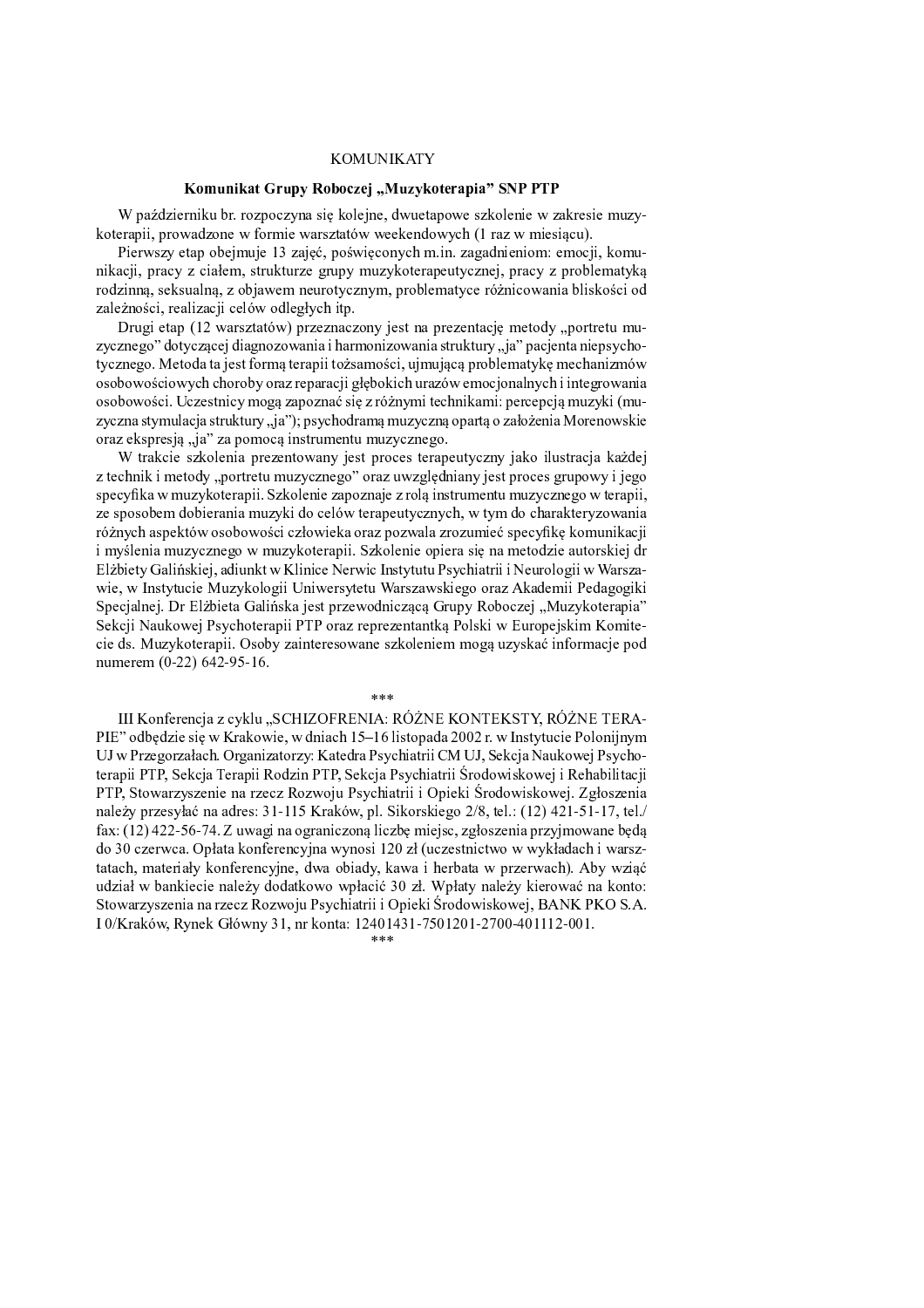# KOMUNIKATY

## Komunikat Grupy Roboczej „Muzykoterapia" SNP PTP

W październiku br. rozpoczyna się kolejne, dwuetapowe szkolenie w zakresie muzykoterapii, prowadzone w formie warsztatów weekendowych (1 raz w miesiącu).

Pierwszy etap obejmuje 13 zajęć, poświęconych m.in. zagadnieniom: emocji, komunikacji, pracy z ciałem, strukturze grupy muzykoterapeutycznej, pracy z problematyką rodzinną, seksualną, z objawem neurotycznym, problematyce różnicowania bliskości od zależności, realizacji celów odległych itp.

Drugi etap (12 warsztatów) przeznaczony jest na prezentację metody „portretu muzycznego" dotyczącej diagnozowania i harmonizowania struktury „ja" pacjenta niepsychotycznego. Metoda ta jest formą terapii tożsamości, ujmującą problematykę mechanizmów osobowościowych choroby oraz reparacji głębokich urazów emocjonalnych i integrowania osobowości. Uczestnicy mogą zapoznać się z różnymi technikami: percepcją muzyki (muzyczna stymulacja struktury „ja"); psychodramą muzyczną opartą o założenia Morenowskie oraz ekspresją „ja" za pomocą instrumentu muzycznego.

W trakcie szkolenia prezentowany jest proces terapeutyczny jako ilustracja każdej z technik i metody „portretu muzycznego" oraz uwzględniany jest proces grupowy i jego specyfika w muzykoterapii. Szkolenie zapoznaje z rolą instrumentu muzycznego w terapii, ze sposobem dobierania muzyki do celów terapeutycznych, w tym do charakteryzowania różnych aspektów osobowości człowieka oraz pozwala zrozumieć specyfikę komunikacji i myślenia muzycznego w muzykoterapii. Szkolenie opiera się na metodzie autorskiej dr Elżbiety Galińskiej, adiunkt w Klinice Nerwic Instytutu Psychiatrii i Neurologii w Warszawie, w Instytucie Muzykologii Uniwersytetu Warszawskiego oraz Akademii Pedagogiki Specjalnej. Dr Elżbieta Galińska jest przewodniczącą Grupy Roboczej „Muzykoterapia" Sekcji Naukowej Psychoterapii PTP oraz reprezentantką Polski w Europejskim Komitecie ds. Muzykoterapii. Osoby zainteresowane szkoleniem mogą uzyskać informacje pod numerem (0-22) 642-95-16.

\*\*\*

III Konferencja z cyklu „SCHIZOFRENIA: RÓŻNE KONTEKSTY, RÓŻNE TERAPIE" odbędzie się w Krakowie, w dniach 15–16 listopada 2002 r. w Instytucie Polonijnym UJ w Przegorzałach. Organizatorzy: Katedra Psychiatrii CM UJ, Sekcja Naukowej Psychoterapii PTP, Sekcja Terapii Rodzin PTP, Sekcja Psychiatrii Środowiskowej i Rehabilitacji PTP, Stowarzyszenie na rzecz Rozwoju Psychiatrii i Opieki Środowiskowej. Zgłoszenia należy przesyłać na adres: 31-115 Kraków, pl. Sikorskiego 2/8, tel.: (12) 421-51-17, tel./fax: (12) 422-56-74. Z uwagi na ograniczoną liczbę miejsc, zgłoszenia przyjmowane będą do 30 czerwca. Opłata konferencyjna wynosi 120 zł (uczestnictwo w wykładach i warsztatach, materiały konferencyjne, dwa obiady, kawa i herbata w przerwach). Aby wziąć udział w bankiecie należy dodatkowo wpłacić 30 zł. Wpłaty należy kierować na konto: Stowarzyszenia na rzecz Rozwoju Psychiatrii i Opieki Środowiskowej, BANK PKO S.A. I 0/Kraków, Rynek Główny 31, nr konta: 12401431-7501201-2700-401112-001.

\*\*\*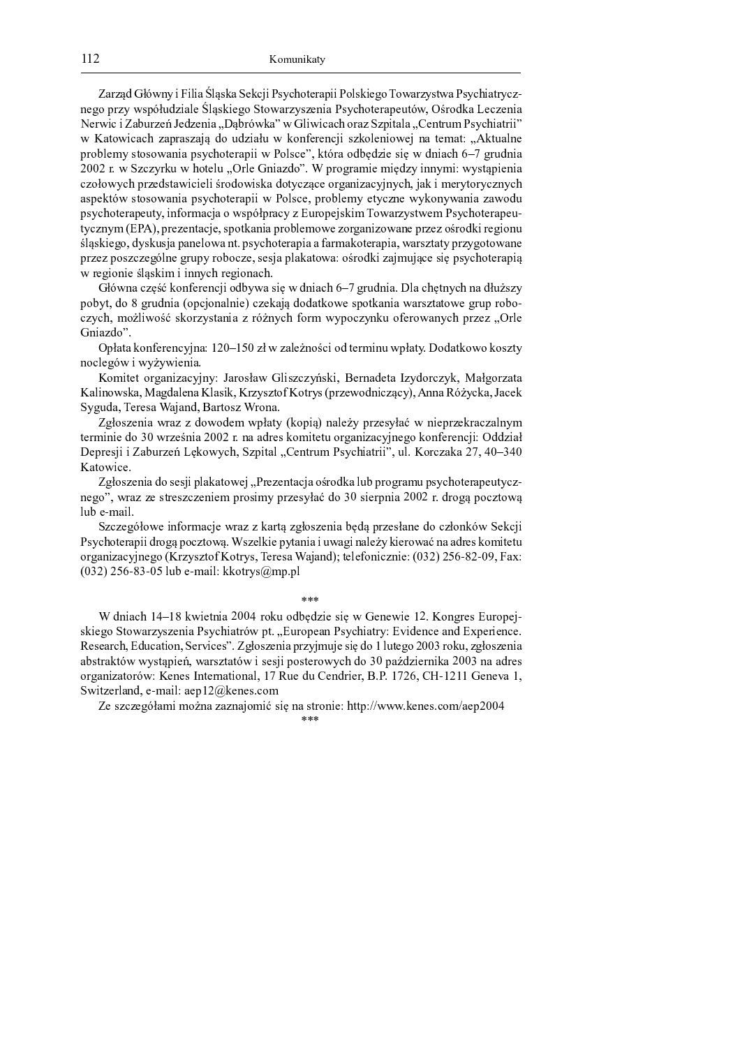Zarząd Główny i Filia Śląska Sekcji Psychoterapii Polskiego Towarzystwa Psychiatrycznego przy współudziale Śląskiego Stowarzyszenia Psychoterapeutów, Ośrodka Leczenia Nerwic i Zaburzeń Jedzenia „Dąbrówka" w Gliwicach oraz Szpitala „Centrum Psychiatrii" w Katowicach zapraszają do udziału w konferencji szkoleniowej na temat: „Aktualne problemy stosowania psychoterapii w Polsce", która odbędzie się w dniach 6–7 grudnia 2002 r. w Szczyrku w hotelu „Orle Gniazdo". W programie między innymi: wystąpienia czołowych przedstawicieli środowiska dotyczące organizacyjnych, jak i merytorycznych aspektów stosowania psychoterapii w Polsce, problemy etyczne wykonywania zawodu psychoterapeuty, informacja o współpracy z Europejskim Towarzystwem Psychoterapeutycznym (EPA), prezentacje, spotkania problemowe zorganizowane przez ośrodki regionu śląskiego, dyskusja panelowa nt. psychoterapia a farmakoterapia, warsztaty przygotowane przez poszczególne grupy robocze, sesja plakatowa: ośrodki zajmujące się psychoterapią w regionie śląskim i innych regionach.

Główna część konferencji odbywa się w dniach 6–7 grudnia. Dla chętnych na dłuższy pobyt, do 8 grudnia (opcjonalnie) czekają dodatkowe spotkania warsztatowe grup roboczych, możliwość skorzystania z różnych form wypoczynku oferowanych przez „Orle Gniazdo".

Opłata konferencyjna: 120–150 zł w zależności od terminu wpłaty. Dodatkowo koszty noclegów i wyżywienia.

Komitet organizacyjny: Jarosław Gliszczyński, Bernadeta Izydorczyk, Małgorzata Kalinowska, Magdalena Klasik, Krzysztof Kotrys (przewodniczący), Anna Różycka, Jacek Syguda, Teresa Wajand, Bartosz Wrona.

Zgłoszenia wraz z dowodem wpłaty (kopią) należy przesyłać w nieprzekraczalnym terminie do 30 września 2002 r. na adres komitetu organizacyjnego konferencji: Oddział Depresji i Zaburzeń Lękowych, Szpital „Centrum Psychiatrii", ul. Korczaka 27, 40–340 Katowice.

Zgłoszenia do sesji plakatowej „Prezentacja ośrodka lub programu psychoterapeutycznego", wraz ze streszczeniem prosimy przesyłać do 30 sierpnia 2002 r. drogą pocztową lub e-mail.

Szczegółowe informacje wraz z kartą zgłoszenia będą przesłane do członków Sekcji Psychoterapii drogą pocztową. Wszelkie pytania i uwagi należy kierować na adres komitetu organizacyjnego (Krzysztof Kotrys, Teresa Wajand); telefonicznie: (032) 256-82-09, Fax: (032) 256-83-05 lub e-mail: kkotrys@mp.pl

***

W dniach 14–18 kwietnia 2004 roku odbędzie się w Genewie 12. Kongres Europejskiego Stowarzyszenia Psychiatrów pt. „European Psychiatry: Evidence and Experience. Research, Education, Services". Zgłoszenia przyjmuje się do 1 lutego 2003 roku, zgłoszenia abstraktów wystąpień, warsztatów i sesji posterowych do 30 października 2003 na adres organizatorów: Kenes International, 17 Rue du Cendrier, B.P. 1726, CH-1211 Geneva 1, Switzerland, e-mail: aep12@kenes.com

Ze szczegółami można zaznajomić się na stronie: http://www.kenes.com/aep2004

***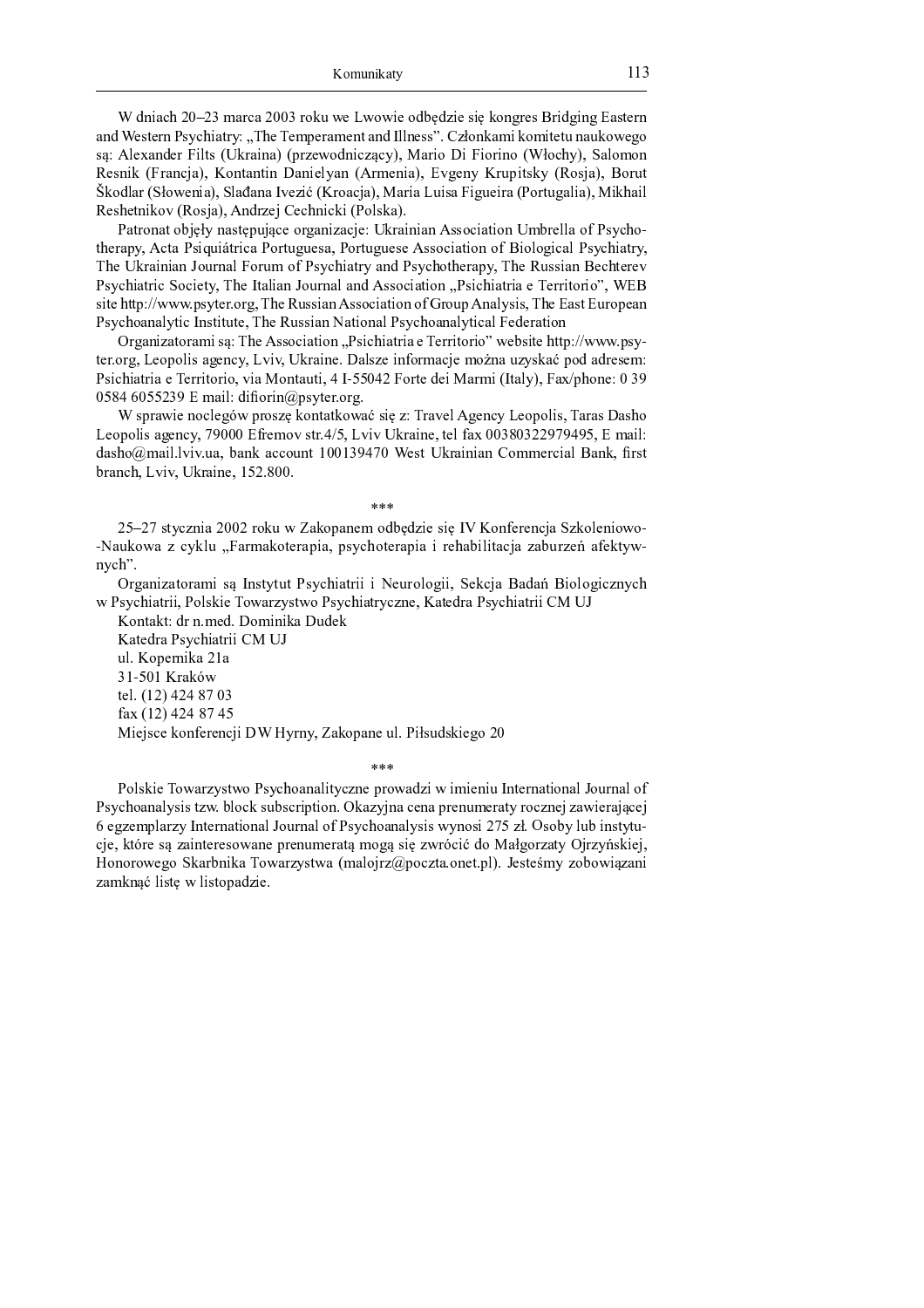W dniach 20–23 marca 2003 roku we Lwowie odbędzie się kongres Bridging Eastern and Western Psychiatry: „The Temperament and Illness". Członkami komitetu naukowego są: Alexander Filts (Ukraina) (przewodniczący), Mario Di Fiorino (Włochy), Salomon Resnik (Francja), Kontantin Danielyan (Armenia), Evgeny Krupitsky (Rosja), Borut Škodlar (Słowenia), Slađana Ivezić (Kroacja), Maria Luisa Figueira (Portugalia), Mikhail Reshetnikov (Rosja), Andrzej Cechnicki (Polska).

Patronat objęły następujące organizacje: Ukrainian Association Umbrella of Psychotherapy, Acta Psiquiátrica Portuguesa, Portuguese Association of Biological Psychiatry, The Ukrainian Journal Forum of Psychiatry and Psychotherapy, The Russian Bechterev Psychiatric Society, The Italian Journal and Association „Psichiatria e Territorio", WEB site http://www.psyter.org, The Russian Association of Group Analysis, The East European Psychoanalytic Institute, The Russian National Psychoanalytical Federation

Organizatorami są: The Association „Psichiatria e Territorio" website http://www.psyter.org, Leopolis agency, Lviv, Ukraine. Dalsze informacje można uzyskać pod adresem: Psichiatria e Territorio, via Montauti, 4 I-55042 Forte dei Marmi (Italy), Fax/phone: 0 39 0584 6055239 E mail: difiorin@psyter.org.

W sprawie noclegów proszę kontatkować się z: Travel Agency Leopolis, Taras Dasho Leopolis agency, 79000 Efremov str.4/5, Lviv Ukraine, tel fax 00380322979495, E mail: dasho@mail.lviv.ua, bank account 100139470 West Ukrainian Commercial Bank, first branch, Lviv, Ukraine, 152.800.

\*\*\*

25–27 stycznia 2002 roku w Zakopanem odbędzie się IV Konferencja Szkoleniowo-Naukowa z cyklu „Farmakoterapia, psychoterapia i rehabilitacja zaburzeń afektywnych".

Organizatorami są Instytut Psychiatrii i Neurologii, Sekcja Badań Biologicznych w Psychiatrii, Polskie Towarzystwo Psychiatryczne, Katedra Psychiatrii CM UJ

Kontakt: dr n.med. Dominika Dudek  
Katedra Psychiatrii CM UJ  
ul. Kopernika 21a  
31-501 Kraków  
tel. (12) 424 87 03  
fax (12) 424 87 45  
Miejsce konferencji DW Hyrny, Zakopane ul. Piłsudskiego 20

\*\*\*

Polskie Towarzystwo Psychoanalityczne prowadzi w imieniu International Journal of Psychoanalysis tzw. block subscription. Okazyjna cena prenumeraty rocznej zawierającej 6 egzemplarzy International Journal of Psychoanalysis wynosi 275 zł. Osoby lub instytucje, które są zainteresowane prenumeratą mogą się zwrócić do Małgorzaty Ojrzyńskiej, Honorowego Skarbnika Towarzystwa (malojrz@poczta.onet.pl). Jesteśmy zobowiązani zamknąć listę w listopadzie.